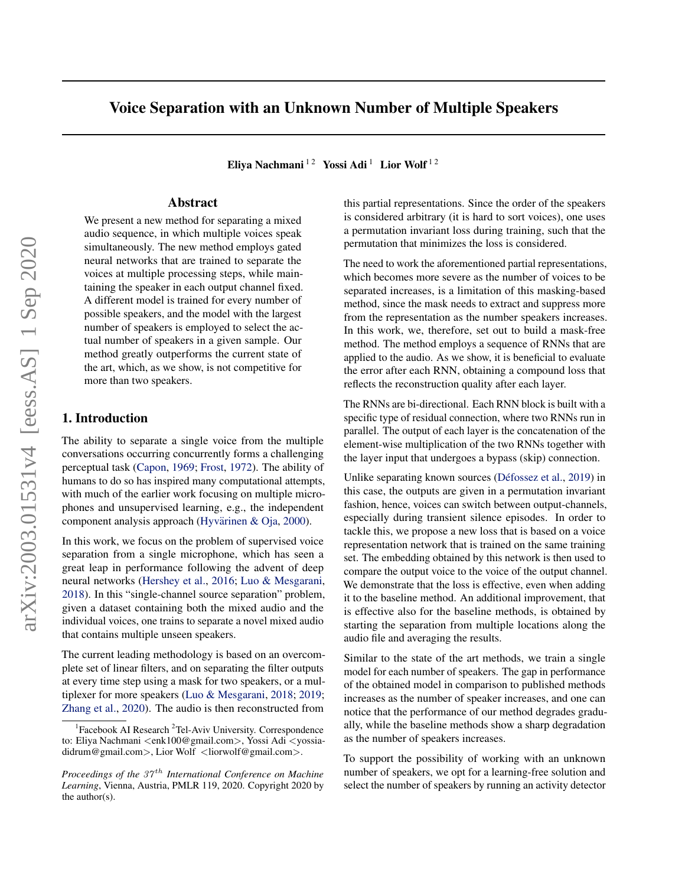# Voice Separation with an Unknown Number of Multiple Speakers

**Eliya Nachmani** [1,2] **Yossi Adi** [1] **Lior Wolf** [1,2]

## Abstract

We present a new method for separating a mixed audio sequence, in which multiple voices speak simultaneously. The new method employs gated neural networks that are trained to separate the voices at multiple processing steps, while maintaining the speaker in each output channel fixed. A different model is trained for every number of possible speakers, and the model with the largest number of speakers is employed to select the actual number of speakers in a given sample. Our method greatly outperforms the current state of the art, which, as we show, is not competitive for more than two speakers.

## 1. Introduction

The ability to separate a single voice from the multiple conversations occurring concurrently forms a challenging perceptual task (Capon, 1969; Frost, 1972). The ability of humans to do so has inspired many computational attempts, with much of the earlier work focusing on multiple microphones and unsupervised learning, e.g., the independent component analysis approach (Hyvärinen & Oja, 2000).

In this work, we focus on the problem of supervised voice separation from a single microphone, which has seen a great leap in performance following the advent of deep neural networks (Hershey et al., 2016; Luo & Mesgarani, 2018). In this "single-channel source separation" problem, given a dataset containing both the mixed audio and the individual voices, one trains to separate a novel mixed audio that contains multiple unseen speakers.

The current leading methodology is based on an overcomplete set of linear filters, and on separating the filter outputs at every time step using a mask for two speakers, or a multiplexer for more speakers (Luo & Mesgarani, 2018; 2019; Zhang et al., 2020). The audio is then reconstructed from this partial representations. Since the order of the speakers is considered arbitrary (it is hard to sort voices), one uses a permutation invariant loss during training, such that the permutation that minimizes the loss is considered.

The need to work the aforementioned partial representations, which becomes more severe as the number of voices to be separated increases, is a limitation of this masking-based method, since the mask needs to extract and suppress more from the representation as the number speakers increases. In this work, we, therefore, set out to build a mask-free method. The method employs a sequence of RNNs that are applied to the audio. As we show, it is beneficial to evaluate the error after each RNN, obtaining a compound loss that reflects the reconstruction quality after each layer.

The RNNs are bi-directional. Each RNN block is built with a specific type of residual connection, where two RNNs run in parallel. The output of each layer is the concatenation of the element-wise multiplication of the two RNNs together with the layer input that undergoes a bypass (skip) connection.

Unlike separating known sources (Défossez et al., 2019) in this case, the outputs are given in a permutation invariant fashion, hence, voices can switch between output-channels, especially during transient silence episodes. In order to tackle this, we propose a new loss that is based on a voice representation network that is trained on the same training set. The embedding obtained by this network is then used to compare the output voice to the voice of the output channel. We demonstrate that the loss is effective, even when adding it to the baseline method. An additional improvement, that is effective also for the baseline methods, is obtained by starting the separation from multiple locations along the audio file and averaging the results.

Similar to the state of the art methods, we train a single model for each number of speakers. The gap in performance of the obtained model in comparison to published methods increases as the number of speaker increases, and one can notice that the performance of our method degrades gradually, while the baseline methods show a sharp degradation as the number of speakers increases.

To support the possibility of working with an unknown number of speakers, we opt for a learning-free solution and select the number of speakers by running an activity detector

[1]Facebook AI Research [2]Tel-Aviv University. Correspondence to: Eliya Nachmani <enk100@gmail.com>, Yossi Adi <yossiadidrum@gmail.com>, Lior Wolf <liorwolf@gmail.com>.

*Proceedings of the 37th International Conference on Machine Learning*, Vienna, Austria, PMLR 119, 2020. Copyright 2020 by the author(s).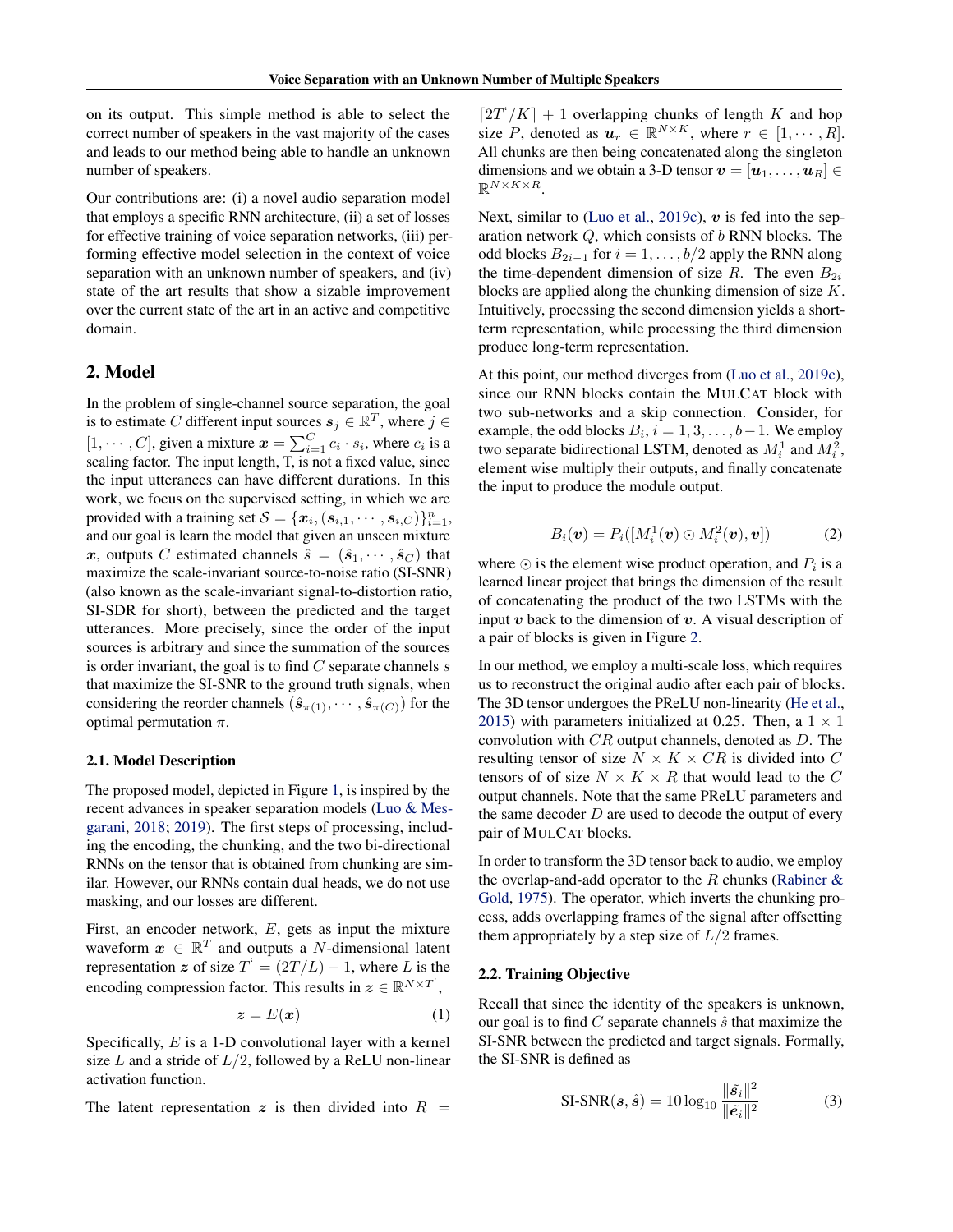on its output. This simple method is able to select the correct number of speakers in the vast majority of the cases and leads to our method being able to handle an unknown number of speakers.

Our contributions are: (i) a novel audio separation model that employs a specific RNN architecture, (ii) a set of losses for effective training of voice separation networks, (iii) performing effective model selection in the context of voice separation with an unknown number of speakers, and (iv) state of the art results that show a sizable improvement over the current state of the art in an active and competitive domain.

## 2. Model

In the problem of single-channel source separation, the goal is to estimate $C$ different input sources $\boldsymbol{s}_j \in \mathbb{R}^T$, where $j \in [1, \cdots, C]$, given a mixture $\boldsymbol{x} = \sum_{i=1}^{C} c_i \cdot s_i$, where $c_i$ is a scaling factor. The input length, T, is not a fixed value, since the input utterances can have different durations. In this work, we focus on the supervised setting, in which we are provided with a training set $\mathcal{S} = \{\boldsymbol{x}_i, (\boldsymbol{s}_{i,1}, \cdots, \boldsymbol{s}_{i,C})\}_{i=1}^{n}$, and our goal is learn the model that given an unseen mixture $\boldsymbol{x}$, outputs $C$ estimated channels $\hat{s} = (\hat{\boldsymbol{s}}_1, \cdots, \hat{\boldsymbol{s}}_C)$ that maximize the scale-invariant source-to-noise ratio (SI-SNR) (also known as the scale-invariant signal-to-distortion ratio, SI-SDR for short), between the predicted and the target utterances. More precisely, since the order of the input sources is arbitrary and since the summation of the sources is order invariant, the goal is to find $C$ separate channels $s$ that maximize the SI-SNR to the ground truth signals, when considering the reorder channels $(\hat{\boldsymbol{s}}_{\pi(1)}, \cdots, \hat{\boldsymbol{s}}_{\pi(C)})$ for the optimal permutation $\pi$.

### 2.1. Model Description

The proposed model, depicted in Figure 1, is inspired by the recent advances in speaker separation models (Luo & Mesgarani, 2018; 2019). The first steps of processing, including the encoding, the chunking, and the two bi-directional RNNs on the tensor that is obtained from chunking are similar. However, our RNNs contain dual heads, we do not use masking, and our losses are different.

First, an encoder network, $E$, gets as input the mixture waveform $\boldsymbol{x} \in \mathbb{R}^T$ and outputs a $N$-dimensional latent representation $\boldsymbol{z}$ of size $T' = (2T/L) - 1$, where $L$ is the encoding compression factor. This results in $\boldsymbol{z} \in \mathbb{R}^{N \times T'}$,

$$\boldsymbol{z} = E(\boldsymbol{x}) \tag{1}$$

Specifically, $E$ is a 1-D convolutional layer with a kernel size $L$ and a stride of $L/2$, followed by a ReLU non-linear activation function.

The latent representation $\boldsymbol{z}$ is then divided into $R = \lceil 2T'/K \rceil + 1$ overlapping chunks of length $K$ and hop size $P$, denoted as $\boldsymbol{u}_r \in \mathbb{R}^{N \times K}$, where $r \in [1, \cdots, R]$. All chunks are then being concatenated along the singleton dimensions and we obtain a 3-D tensor $\boldsymbol{v} = [\boldsymbol{u}_1, \ldots, \boldsymbol{u}_R] \in \mathbb{R}^{N \times K \times R}$.

Next, similar to (Luo et al., 2019c), $\boldsymbol{v}$ is fed into the separation network $Q$, which consists of $b$ RNN blocks. The odd blocks $B_{2i-1}$ for $i = 1, \ldots, b/2$ apply the RNN along the time-dependent dimension of size $R$. The even $B_{2i}$ blocks are applied along the chunking dimension of size $K$. Intuitively, processing the second dimension yields a short-term representation, while processing the third dimension produce long-term representation.

At this point, our method diverges from (Luo et al., 2019c), since our RNN blocks contain the MULCAT block with two sub-networks and a skip connection. Consider, for example, the odd blocks $B_i, i = 1, 3, \ldots, b-1$. We employ two separate bidirectional LSTM, denoted as $M_i^1$ and $M_i^2$, element wise multiply their outputs, and finally concatenate the input to produce the module output.

$$B_i(\boldsymbol{v}) = P_i([M_i^1(\boldsymbol{v}) \odot M_i^2(\boldsymbol{v}), \boldsymbol{v}]) \tag{2}$$

where $\odot$ is the element wise product operation, and $P_i$ is a learned linear project that brings the dimension of the result of concatenating the product of the two LSTMs with the input $\boldsymbol{v}$ back to the dimension of $\boldsymbol{v}$. A visual description of a pair of blocks is given in Figure 2.

In our method, we employ a multi-scale loss, which requires us to reconstruct the original audio after each pair of blocks. The 3D tensor undergoes the PReLU non-linearity (He et al., 2015) with parameters initialized at 0.25. Then, a $1 \times 1$ convolution with $CR$ output channels, denoted as $D$. The resulting tensor of size $N \times K \times CR$ is divided into $C$ tensors of of size $N \times K \times R$ that would lead to the $C$ output channels. Note that the same PReLU parameters and the same decoder $D$ are used to decode the output of every pair of MULCAT blocks.

In order to transform the 3D tensor back to audio, we employ the overlap-and-add operator to the $R$ chunks (Rabiner & Gold, 1975). The operator, which inverts the chunking process, adds overlapping frames of the signal after offsetting them appropriately by a step size of $L/2$ frames.

### 2.2. Training Objective

Recall that since the identity of the speakers is unknown, our goal is to find $C$ separate channels $\hat{s}$ that maximize the SI-SNR between the predicted and target signals. Formally, the SI-SNR is defined as

$$\text{SI-SNR}(\boldsymbol{s}, \hat{\boldsymbol{s}}) = 10 \log_{10} \frac{\|\tilde{\boldsymbol{s}}_i\|^2}{\|\tilde{\boldsymbol{e}}_i\|^2} \tag{3}$$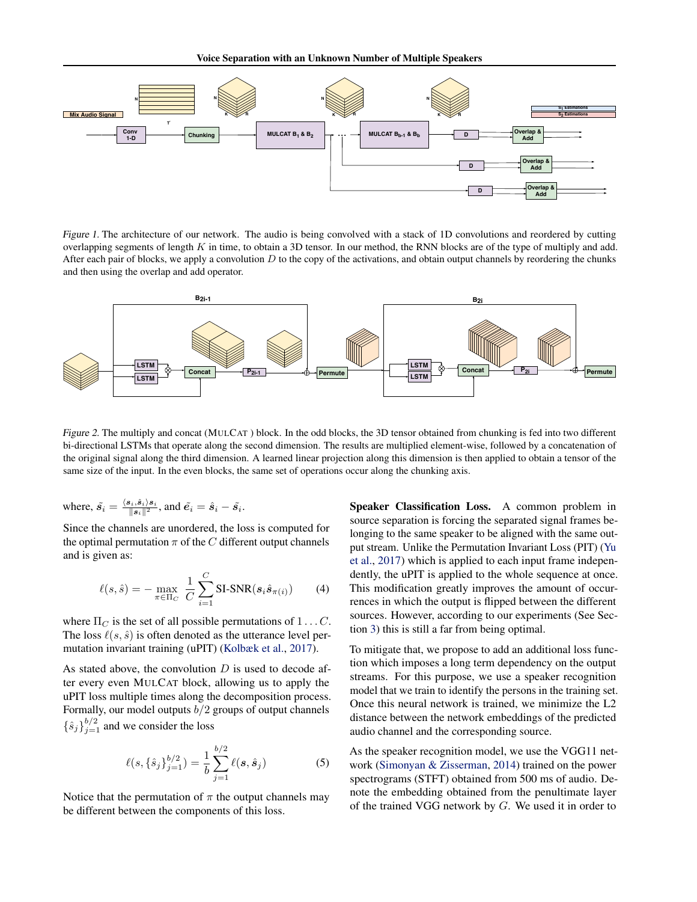Figure 1. The architecture of our network. The audio is being convolved with a stack of 1D convolutions and reordered by cutting overlapping segments of length $K$ in time, to obtain a 3D tensor. In our method, the RNN blocks are of the type of multiply and add. After each pair of blocks, we apply a convolution $D$ to the copy of the activations, and obtain output channels by reordering the chunks and then using the overlap and add operator.

Figure 2. The multiply and concat (MULCAT ) block. In the odd blocks, the 3D tensor obtained from chunking is fed into two different bi-directional LSTMs that operate along the second dimension. The results are multiplied element-wise, followed by a concatenation of the original signal along the third dimension. A learned linear projection along this dimension is then applied to obtain a tensor of the same size of the input. In the even blocks, the same set of operations occur along the chunking axis.

where, $\tilde{s_i} = \frac{\langle \boldsymbol{s}_i, \hat{\boldsymbol{s}}_i \rangle \boldsymbol{s}_i}{\|\boldsymbol{s}_i\|^2}$, and $\tilde{e_i} = \hat{\boldsymbol{s}}_i - \tilde{\boldsymbol{s}}_i$.

Since the channels are unordered, the loss is computed for the optimal permutation $\pi$ of the $C$ different output channels and is given as:

$$\ell(s, \hat{s}) = -\max_{\pi \in \Pi_C} \frac{1}{C} \sum_{i=1}^{C} \text{SI-SNR}(\boldsymbol{s}_i \hat{\boldsymbol{s}}_{\pi(i)}) \tag{4}$$

where $\Pi_C$ is the set of all possible permutations of $1 \ldots C$. The loss $\ell(s, \hat{s})$ is often denoted as the utterance level permutation invariant training (uPIT) (Kolbæk et al., 2017).

As stated above, the convolution $D$ is used to decode after every even MULCAT block, allowing us to apply the uPIT loss multiple times along the decomposition process. Formally, our model outputs $b/2$ groups of output channels $\{\hat{s}_j\}_{j=1}^{b/2}$ and we consider the loss

$$\ell(s, \{\hat{s}_j\}_{j=1}^{b/2}) = \frac{1}{b} \sum_{j=1}^{b/2} \ell(\boldsymbol{s}, \hat{\boldsymbol{s}}_j) \tag{5}$$

Notice that the permutation of $\pi$ the output channels may be different between the components of this loss.

**Speaker Classification Loss.** A common problem in source separation is forcing the separated signal frames belonging to the same speaker to be aligned with the same output stream. Unlike the Permutation Invariant Loss (PIT) (Yu et al., 2017) which is applied to each input frame independently, the uPIT is applied to the whole sequence at once. This modification greatly improves the amount of occurrences in which the output is flipped between the different sources. However, according to our experiments (See Section 3) this is still a far from being optimal.

To mitigate that, we propose to add an additional loss function which imposes a long term dependency on the output streams. For this purpose, we use a speaker recognition model that we train to identify the persons in the training set. Once this neural network is trained, we minimize the L2 distance between the network embeddings of the predicted audio channel and the corresponding source.

As the speaker recognition model, we use the VGG11 network (Simonyan & Zisserman, 2014) trained on the power spectrograms (STFT) obtained from 500 ms of audio. Denote the embedding obtained from the penultimate layer of the trained VGG network by $G$. We used it in order to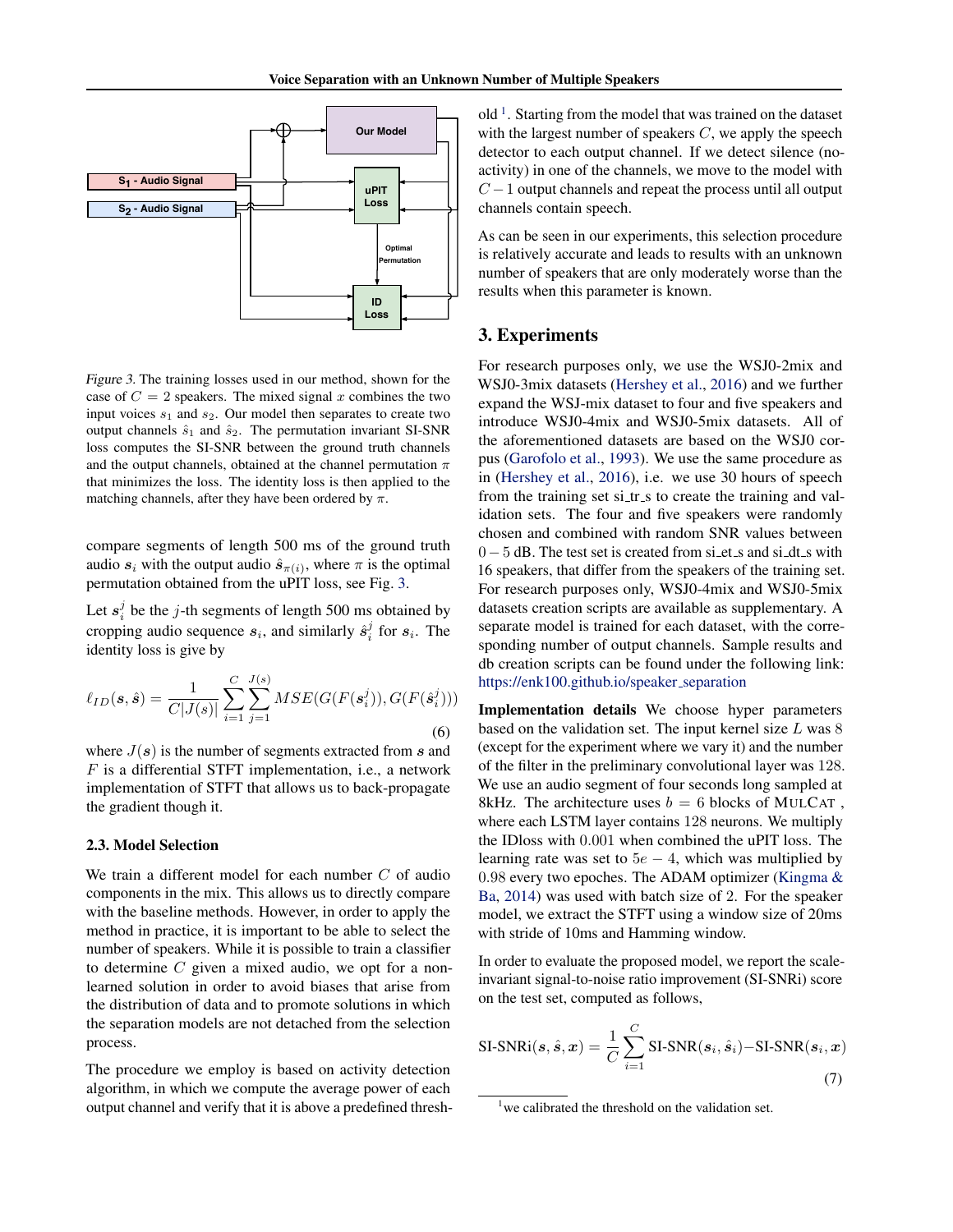Figure 3. The training losses used in our method, shown for the case of $C = 2$ speakers. The mixed signal $x$ combines the two input voices $s_1$ and $s_2$. Our model then separates to create two output channels $\hat{s}_1$ and $\hat{s}_2$. The permutation invariant SI-SNR loss computes the SI-SNR between the ground truth channels and the output channels, obtained at the channel permutation $\pi$ that minimizes the loss. The identity loss is then applied to the matching channels, after they have been ordered by $\pi$.

compare segments of length 500 ms of the ground truth audio $\boldsymbol{s}_i$ with the output audio $\hat{\boldsymbol{s}}_{\pi(i)}$, where $\pi$ is the optimal permutation obtained from the uPIT loss, see Fig. 3.

Let $\boldsymbol{s}_i^j$ be the $j$-th segments of length 500 ms obtained by cropping audio sequence $\boldsymbol{s}_i$, and similarly $\hat{\boldsymbol{s}}_i^j$ for $\hat{\boldsymbol{s}}_i$. The identity loss is give by

$$\ell_{ID}(\boldsymbol{s}, \hat{\boldsymbol{s}}) = \frac{1}{C|J(s)|} \sum_{i=1}^{C} \sum_{j=1}^{J(s)} MSE(G(F(\boldsymbol{s}_i^j)), G(F(\hat{\boldsymbol{s}}_i^j))) \tag{6}$$

where $J(\boldsymbol{s})$ is the number of segments extracted from $\boldsymbol{s}$ and $F$ is a differential STFT implementation, i.e., a network implementation of STFT that allows us to back-propagate the gradient though it.

### 2.3. Model Selection

We train a different model for each number $C$ of audio components in the mix. This allows us to directly compare with the baseline methods. However, in order to apply the method in practice, it is important to be able to select the number of speakers. While it is possible to train a classifier to determine $C$ given a mixed audio, we opt for a non-learned solution in order to avoid biases that arise from the distribution of data and to promote solutions in which the separation models are not detached from the selection process.

The procedure we employ is based on activity detection algorithm, in which we compute the average power of each output channel and verify that it is above a predefined threshold [1]. Starting from the model that was trained on the dataset with the largest number of speakers $C$, we apply the speech detector to each output channel. If we detect silence (no-activity) in one of the channels, we move to the model with $C - 1$ output channels and repeat the process until all output channels contain speech.

As can be seen in our experiments, this selection procedure is relatively accurate and leads to results with an unknown number of speakers that are only moderately worse than the results when this parameter is known.

## 3. Experiments

For research purposes only, we use the WSJ0-2mix and WSJ0-3mix datasets (Hershey et al., 2016) and we further expand the WSJ-mix dataset to four and five speakers and introduce WSJ0-4mix and WSJ0-5mix datasets. All of the aforementioned datasets are based on the WSJ0 corpus (Garofolo et al., 1993). We use the same procedure as in (Hershey et al., 2016), i.e. we use 30 hours of speech from the training set si_tr_s to create the training and validation sets. The four and five speakers were randomly chosen and combined with random SNR values between $0 - 5$ dB. The test set is created from si_et_s and si_dt_s with 16 speakers, that differ from the speakers of the training set. For research purposes only, WSJ0-4mix and WSJ0-5mix datasets creation scripts are available as supplementary. A separate model is trained for each dataset, with the corresponding number of output channels. Sample results and db creation scripts can be found under the following link: https://enk100.github.io/speaker_separation

**Implementation details** We choose hyper parameters based on the validation set. The input kernel size $L$ was 8 (except for the experiment where we vary it) and the number of the filter in the preliminary convolutional layer was 128. We use an audio segment of four seconds long sampled at 8kHz. The architecture uses $b = 6$ blocks of MULCAT , where each LSTM layer contains 128 neurons. We multiply the IDloss with 0.001 when combined the uPIT loss. The learning rate was set to $5e-4$, which was multiplied by 0.98 every two epoches. The ADAM optimizer (Kingma & Ba, 2014) was used with batch size of 2. For the speaker model, we extract the STFT using a window size of 20ms with stride of 10ms and Hamming window.

In order to evaluate the proposed model, we report the scale-invariant signal-to-noise ratio improvement (SI-SNRi) score on the test set, computed as follows,

$$\text{SI-SNRi}(\boldsymbol{s}, \hat{\boldsymbol{s}}, \boldsymbol{x}) = \frac{1}{C} \sum_{i=1}^{C} \text{SI-SNR}(\boldsymbol{s}_i, \hat{\boldsymbol{s}}_i) - \text{SI-SNR}(\boldsymbol{s}_i, \boldsymbol{x}) \tag{7}$$

[1] we calibrated the threshold on the validation set.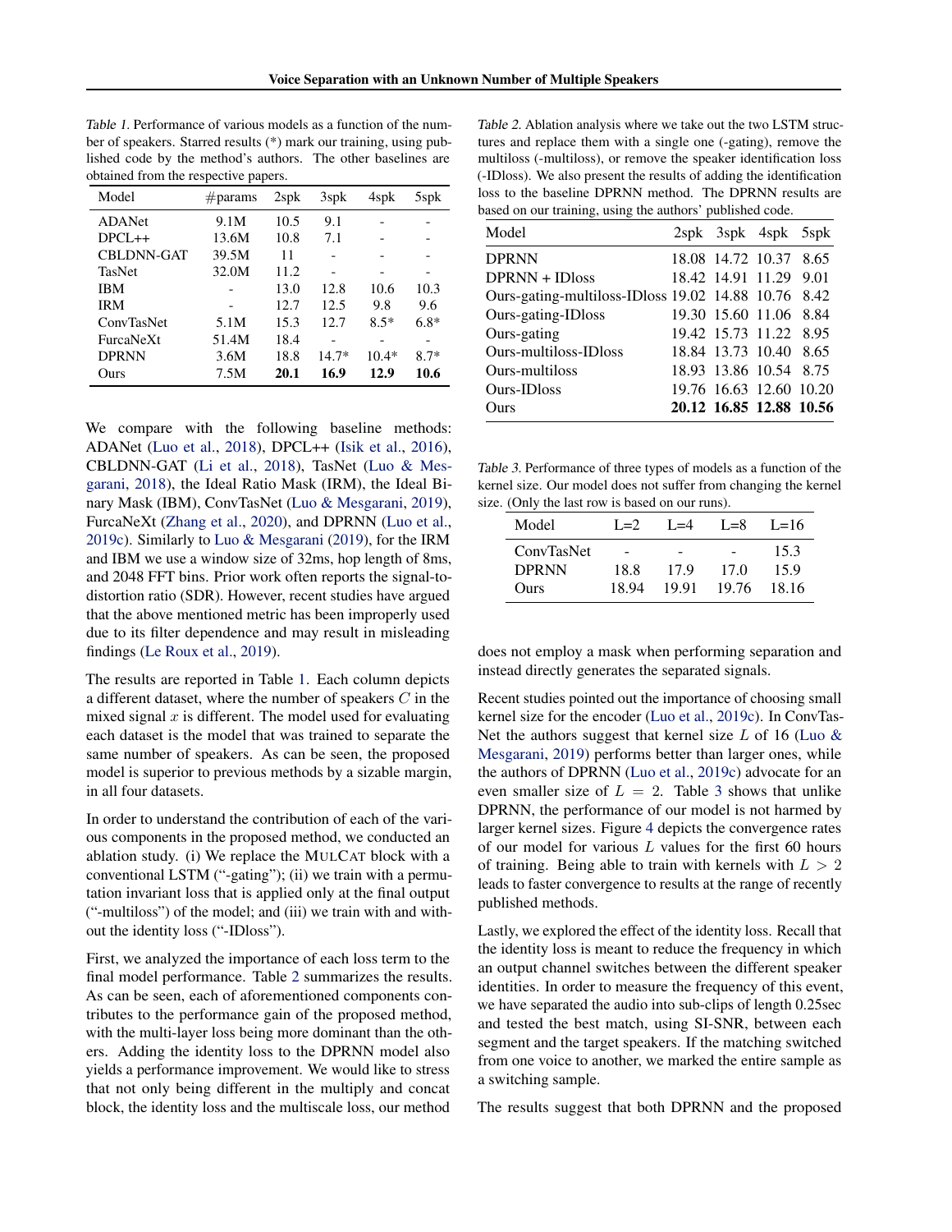Table 1. Performance of various models as a function of the number of speakers. Starred results (*) mark our training, using published code by the method's authors. The other baselines are obtained from the respective papers.

| Model | #params | 2spk | 3spk | 4spk | 5spk |
|---|---|---|---|---|---|
| ADANet | 9.1M | 10.5 | 9.1 | - | - |
| DPCL++ | 13.6M | 10.8 | 7.1 | - | - |
| CBLDNN-GAT | 39.5M | 11 | - | - | - |
| TasNet | 32.0M | 11.2 | - | - | - |
| IBM | - | 13.0 | 12.8 | 10.6 | 10.3 |
| IRM | - | 12.7 | 12.5 | 9.8 | 9.6 |
| ConvTasNet | 5.1M | 15.3 | 12.7 | 8.5* | 6.8* |
| FurcaNeXt | 51.4M | 18.4 | - | - | - |
| DPRNN | 3.6M | 18.8 | 14.7* | 10.4* | 8.7* |
| Ours | 7.5M | **20.1** | **16.9** | **12.9** | **10.6** |

We compare with the following baseline methods: ADANet (Luo et al., 2018), DPCL++ (Isik et al., 2016), CBLDNN-GAT (Li et al., 2018), TasNet (Luo & Mesgarani, 2018), the Ideal Ratio Mask (IRM), the Ideal Binary Mask (IBM), ConvTasNet (Luo & Mesgarani, 2019), FurcaNeXt (Zhang et al., 2020), and DPRNN (Luo et al., 2019c). Similarly to Luo & Mesgarani (2019), for the IRM and IBM we use a window size of 32ms, hop length of 8ms, and 2048 FFT bins. Prior work often reports the signal-to-distortion ratio (SDR). However, recent studies have argued that the above mentioned metric has been improperly used due to its filter dependence and may result in misleading findings (Le Roux et al., 2019).

The results are reported in Table 1. Each column depicts a different dataset, where the number of speakers $C$ in the mixed signal $x$ is different. The model used for evaluating each dataset is the model that was trained to separate the same number of speakers. As can be seen, the proposed model is superior to previous methods by a sizable margin, in all four datasets.

In order to understand the contribution of each of the various components in the proposed method, we conducted an ablation study. (i) We replace the MULCAT block with a conventional LSTM ("-gating"); (ii) we train with a permutation invariant loss that is applied only at the final output ("-multiloss") of the model; and (iii) we train with and without the identity loss ("-IDloss").

First, we analyzed the importance of each loss term to the final model performance. Table 2 summarizes the results. As can be seen, each of aforementioned components contributes to the performance gain of the proposed method, with the multi-layer loss being more dominant than the others. Adding the identity loss to the DPRNN model also yields a performance improvement. We would like to stress that not only being different in the multiply and concat block, the identity loss and the multiscale loss, our method does not employ a mask when performing separation and instead directly generates the separated signals.

Table 2. Ablation analysis where we take out the two LSTM structures and replace them with a single one (-gating), remove the multiloss (-multiloss), or remove the speaker identification loss (-IDloss). We also present the results of adding the identification loss to the baseline DPRNN method. The DPRNN results are based on our training, using the authors' published code.

| Model | 2spk | 3spk | 4spk | 5spk |
|---|---|---|---|---|
| DPRNN | 18.08 | 14.72 | 10.37 | 8.65 |
| DPRNN + IDloss | 18.42 | 14.91 | 11.29 | 9.01 |
| Ours-gating-multiloss-IDloss | 19.02 | 14.88 | 10.76 | 8.42 |
| Ours-gating-IDloss | 19.30 | 15.60 | 11.06 | 8.84 |
| Ours-gating | 19.42 | 15.73 | 11.22 | 8.95 |
| Ours-multiloss-IDloss | 18.84 | 13.73 | 10.40 | 8.65 |
| Ours-multiloss | 18.93 | 13.86 | 10.54 | 8.75 |
| Ours-IDloss | 19.76 | 16.63 | 12.60 | 10.20 |
| Ours | **20.12** | **16.85** | **12.88** | **10.56** |

Table 3. Performance of three types of models as a function of the kernel size. Our model does not suffer from changing the kernel size. (Only the last row is based on our runs).

| Model | L=2 | L=4 | L=8 | L=16 |
|---|---|---|---|---|
| ConvTasNet | - | - | - | 15.3 |
| DPRNN | 18.8 | 17.9 | 17.0 | 15.9 |
| Ours | 18.94 | 19.91 | 19.76 | 18.16 |

Recent studies pointed out the importance of choosing small kernel size for the encoder (Luo et al., 2019c). In ConvTasNet the authors suggest that kernel size $L$ of 16 (Luo & Mesgarani, 2019) performs better than larger ones, while the authors of DPRNN (Luo et al., 2019c) advocate for an even smaller size of $L = 2$. Table 3 shows that unlike DPRNN, the performance of our model is not harmed by larger kernel sizes. Figure 4 depicts the convergence rates of our model for various $L$ values for the first 60 hours of training. Being able to train with kernels with $L > 2$ leads to faster convergence to results at the range of recently published methods.

Lastly, we explored the effect of the identity loss. Recall that the identity loss is meant to reduce the frequency in which an output channel switches between the different speaker identities. In order to measure the frequency of this event, we have separated the audio into sub-clips of length 0.25sec and tested the best match, using SI-SNR, between each segment and the target speakers. If the matching switched from one voice to another, we marked the entire sample as a switching sample.

The results suggest that both DPRNN and the proposed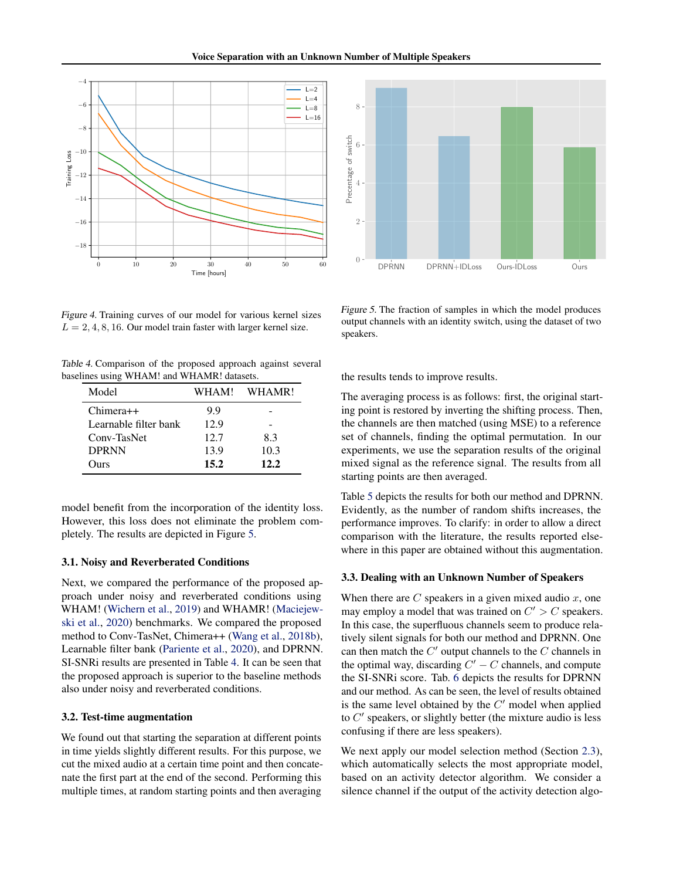Figure 4. Training curves of our model for various kernel sizes $L = 2, 4, 8, 16$. Our model train faster with larger kernel size.

Figure 5. The fraction of samples in which the model produces output channels with an identity switch, using the dataset of two speakers.

Table 4. Comparison of the proposed approach against several baselines using WHAM! and WHAMR! datasets.

| Model | WHAM! | WHAMR! |
|---|---|---|
| Chimera++ | 9.9 | - |
| Learnable filter bank | 12.9 | - |
| Conv-TasNet | 12.7 | 8.3 |
| DPRNN | 13.9 | 10.3 |
| Ours | **15.2** | **12.2** |

model benefit from the incorporation of the identity loss. However, this loss does not eliminate the problem completely. The results are depicted in Figure 5.

### 3.1. Noisy and Reverberated Conditions

Next, we compared the performance of the proposed approach under noisy and reverberated conditions using WHAM! (Wichern et al., 2019) and WHAMR! (Maciejewski et al., 2020) benchmarks. We compared the proposed method to Conv-TasNet, Chimera++ (Wang et al., 2018b), Learnable filter bank (Pariente et al., 2020), and DPRNN. SI-SNRi results are presented in Table 4. It can be seen that the proposed approach is superior to the baseline methods also under noisy and reverberated conditions.

### 3.2. Test-time augmentation

We found out that starting the separation at different points in time yields slightly different results. For this purpose, we cut the mixed audio at a certain time point and then concatenate the first part at the end of the second. Performing this multiple times, at random starting points and then averaging the results tends to improve results.

The averaging process is as follows: first, the original starting point is restored by inverting the shifting process. Then, the channels are then matched (using MSE) to a reference set of channels, finding the optimal permutation. In our experiments, we use the separation results of the original mixed signal as the reference signal. The results from all starting points are then averaged.

Table 5 depicts the results for both our method and DPRNN. Evidently, as the number of random shifts increases, the performance improves. To clarify: in order to allow a direct comparison with the literature, the results reported elsewhere in this paper are obtained without this augmentation.

### 3.3. Dealing with an Unknown Number of Speakers

When there are $C$ speakers in a given mixed audio $x$, one may employ a model that was trained on $C' > C$ speakers. In this case, the superfluous channels seem to produce relatively silent signals for both our method and DPRNN. One can then match the $C'$ output channels to the $C$ channels in the optimal way, discarding $C' - C$ channels, and compute the SI-SNRi score. Tab. 6 depicts the results for DPRNN and our method. As can be seen, the level of results obtained is the same level obtained by the $C'$ model when applied to $C'$ speakers, or slightly better (the mixture audio is less confusing if there are less speakers).

We next apply our model selection method (Section 2.3), which automatically selects the most appropriate model, based on an activity detector algorithm. We consider a silence channel if the output of the activity detection algo-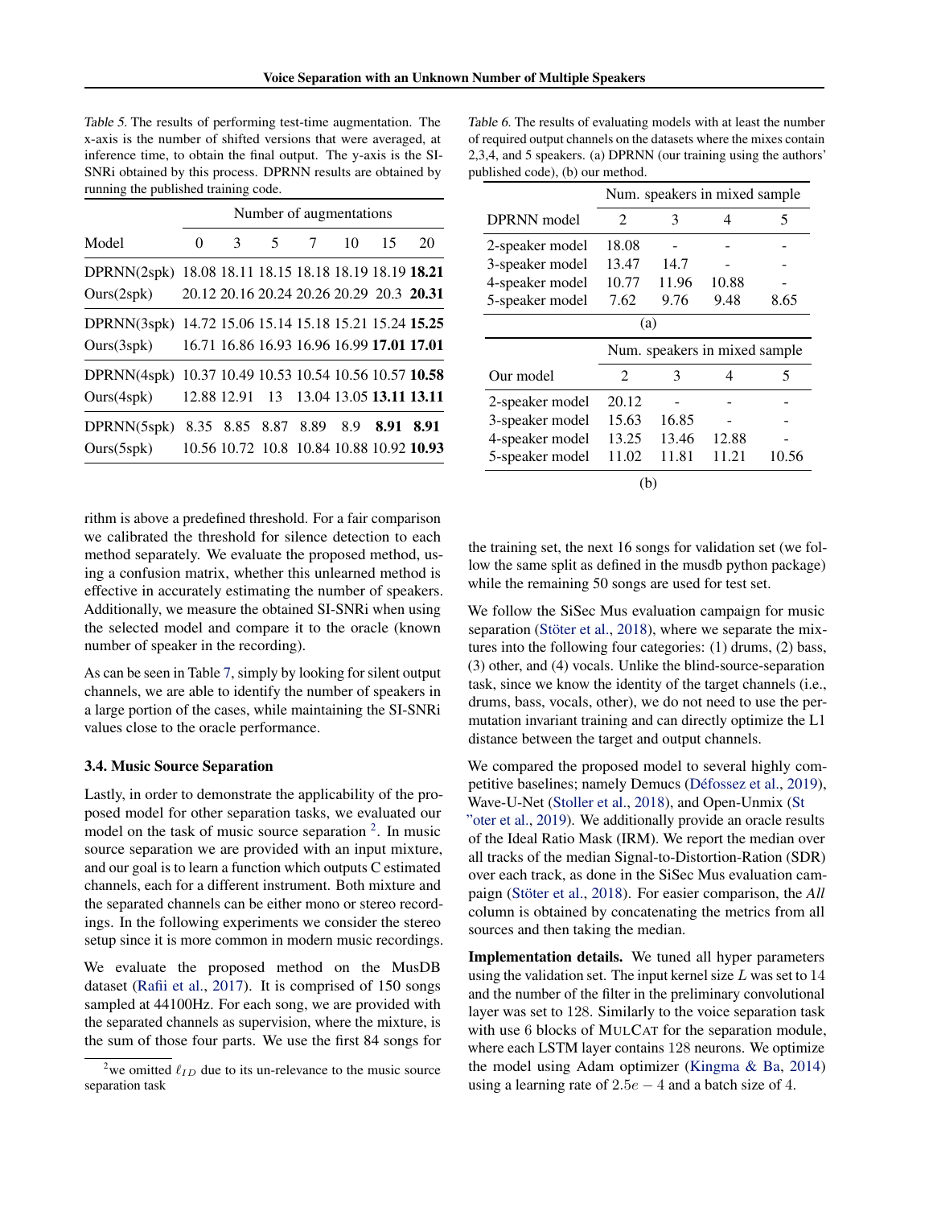Table 5. The results of performing test-time augmentation. The x-axis is the number of shifted versions that were averaged, at inference time, to obtain the final output. The y-axis is the SI-SNRi obtained by this process. DPRNN results are obtained by running the published training code.

| Model | Number of augmentations | | | | | | |
|---|---|---|---|---|---|---|---|
| | 0 | 3 | 5 | 7 | 10 | 15 | 20 |
| DPRNN(2spk) | 18.08 | 18.11 | 18.15 | 18.18 | 18.19 | 18.19 | **18.21** |
| Ours(2spk) | 20.12 | 20.16 | 20.24 | 20.26 | 20.29 | 20.3 | **20.31** |
| DPRNN(3spk) | 14.72 | 15.06 | 15.14 | 15.18 | 15.21 | 15.24 | **15.25** |
| Ours(3spk) | 16.71 | 16.86 | 16.93 | 16.96 | 16.99 | **17.01** | **17.01** |
| DPRNN(4spk) | 10.37 | 10.49 | 10.53 | 10.54 | 10.56 | 10.57 | **10.58** |
| Ours(4spk) | 12.88 | 12.91 | 13 | 13.04 | 13.05 | **13.11** | **13.11** |
| DPRNN(5spk) | 8.35 | 8.85 | 8.87 | 8.89 | 8.9 | **8.91** | **8.91** |
| Ours(5spk) | 10.56 | 10.72 | 10.8 | 10.84 | 10.88 | 10.92 | **10.93** |

Table 6. The results of evaluating models with at least the number of required output channels on the datasets where the mixes contain 2,3,4, and 5 speakers. (a) DPRNN (our training using the authors' published code), (b) our method.

| DPRNN model | Num. speakers in mixed sample | | | |
|---|---|---|---|---|
| | 2 | 3 | 4 | 5 |
| 2-speaker model | 18.08 | - | - | - |
| 3-speaker model | 13.47 | 14.7 | - | - |
| 4-speaker model | 10.77 | 11.96 | 10.88 | - |
| 5-speaker model | 7.62 | 9.76 | 9.48 | 8.65 |

(a)

| Our model | Num. speakers in mixed sample | | | |
|---|---|---|---|---|
| | 2 | 3 | 4 | 5 |
| 2-speaker model | 20.12 | - | - | - |
| 3-speaker model | 15.63 | 16.85 | - | - |
| 4-speaker model | 13.25 | 13.46 | 12.88 | - |
| 5-speaker model | 11.02 | 11.81 | 11.21 | 10.56 |

(b)

rithm is above a predefined threshold. For a fair comparison we calibrated the threshold for silence detection to each method separately. We evaluate the proposed method, using a confusion matrix, whether this unlearned method is effective in accurately estimating the number of speakers. Additionally, we measure the obtained SI-SNRi when using the selected model and compare it to the oracle (known number of speaker in the recording).

As can be seen in Table 7, simply by looking for silent output channels, we are able to identify the number of speakers in a large portion of the cases, while maintaining the SI-SNRi values close to the oracle performance.

### 3.4. Music Source Separation

Lastly, in order to demonstrate the applicability of the proposed model for other separation tasks, we evaluated our model on the task of music source separation [2]. In music source separation we are provided with an input mixture, and our goal is to learn a function which outputs C estimated channels, each for a different instrument. Both mixture and the separated channels can be either mono or stereo recordings. In the following experiments we consider the stereo setup since it is more common in modern music recordings.

We evaluate the proposed method on the MusDB dataset (Rafii et al., 2017). It is comprised of 150 songs sampled at 44100Hz. For each song, we are provided with the separated channels as supervision, where the mixture, is the sum of those four parts. We use the first 84 songs for the training set, the next 16 songs for validation set (we follow the same split as defined in the musdb python package) while the remaining 50 songs are used for test set.

We follow the SiSec Mus evaluation campaign for music separation (Stöter et al., 2018), where we separate the mixtures into the following four categories: (1) drums, (2) bass, (3) other, and (4) vocals. Unlike the blind-source-separation task, since we know the identity of the target channels (i.e., drums, bass, vocals, other), we do not need to use the permutation invariant training and can directly optimize the L1 distance between the target and output channels.

We compared the proposed model to several highly competitive baselines; namely Demucs (Défossez et al., 2019), Wave-U-Net (Stoller et al., 2018), and Open-Unmix (St "oter et al., 2019). We additionally provide an oracle results of the Ideal Ratio Mask (IRM). We report the median over all tracks of the median Signal-to-Distortion-Ration (SDR) over each track, as done in the SiSec Mus evaluation campaign (Stöter et al., 2018). For easier comparison, the *All* column is obtained by concatenating the metrics from all sources and then taking the median.

**Implementation details.** We tuned all hyper parameters using the validation set. The input kernel size $L$ was set to $14$ and the number of the filter in the preliminary convolutional layer was set to $128$. Similarly to the voice separation task with use $6$ blocks of MULCAT for the separation module, where each LSTM layer contains $128$ neurons. We optimize the model using Adam optimizer (Kingma & Ba, 2014) using a learning rate of $2.5e-4$ and a batch size of $4$.

[2] we omitted $\ell_{ID}$ due to its un-relevance to the music source separation task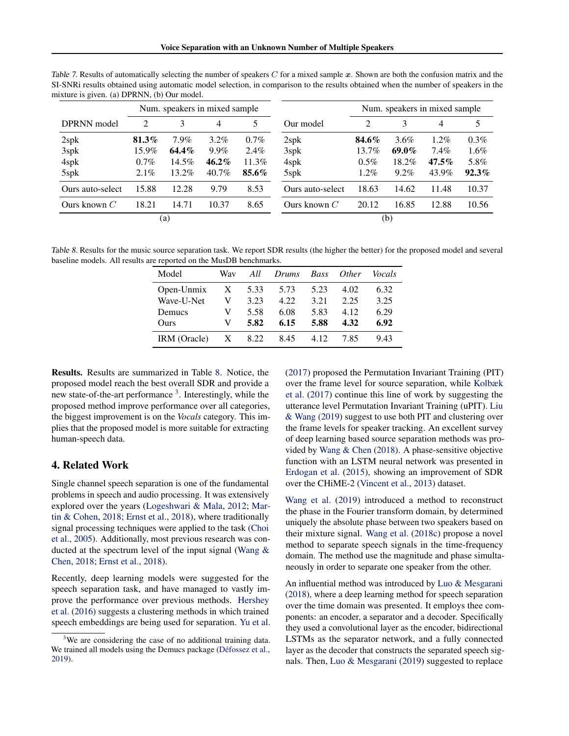Table 7. Results of automatically selecting the number of speakers $C$ for a mixed sample $\boldsymbol{x}$. Shown are both the confusion matrix and the SI-SNRi results obtained using automatic model selection, in comparison to the results obtained when the number of speakers in the mixture is given. (a) DPRNN, (b) Our model.

| | Num. speakers in mixed sample | | | |
|---|---|---|---|---|
| DPRNN model | 2 | 3 | 4 | 5 |
| 2spk | **81.3%** | 7.9% | 3.2% | 0.7% |
| 3spk | 15.9% | **64.4%** | 9.9% | 2.4% |
| 4spk | 0.7% | 14.5% | **46.2%** | 11.3% |
| 5spk | 2.1% | 13.2% | 40.7% | **85.6%** |
| Ours auto-select | 15.88 | 12.28 | 9.79 | 8.53 |
| Ours known $C$ | 18.21 | 14.71 | 10.37 | 8.65 |

(a)

| | Num. speakers in mixed sample | | | |
|---|---|---|---|---|
| Our model | 2 | 3 | 4 | 5 |
| 2spk | **84.6%** | 3.6% | 1.2% | 0.3% |
| 3spk | 13.7% | **69.0%** | 7.4% | 1.6% |
| 4spk | 0.5% | 18.2% | **47.5%** | 5.8% |
| 5spk | 1.2% | 9.2% | 43.9% | **92.3%** |
| Ours auto-select | 18.63 | 14.62 | 11.48 | 10.37 |
| Ours known $C$ | 20.12 | 16.85 | 12.88 | 10.56 |

(b)

Table 8. Results for the music source separation task. We report SDR results (the higher the better) for the proposed model and several baseline models. All results are reported on the MusDB benchmarks.

| Model | Wav | *All* | *Drums* | *Bass* | *Other* | *Vocals* |
|---|---|---|---|---|---|---|
| Open-Unmix | X | 5.33 | 5.73 | 5.23 | 4.02 | 6.32 |
| Wave-U-Net | V | 3.23 | 4.22 | 3.21 | 2.25 | 3.25 |
| Demucs | V | 5.58 | 6.08 | 5.83 | 4.12 | 6.29 |
| Ours | V | **5.82** | **6.15** | **5.88** | **4.32** | **6.92** |
| IRM (Oracle) | X | 8.22 | 8.45 | 4.12 | 7.85 | 9.43 |

**Results.** Results are summarized in Table 8. Notice, the proposed model reach the best overall SDR and provide a new state-of-the-art performance [3]. Interestingly, while the proposed method improve performance over all categories, the biggest improvement is on the *Vocals* category. This implies that the proposed model is more suitable for extracting human-speech data.

## 4. Related Work

Single channel speech separation is one of the fundamental problems in speech and audio processing. It was extensively explored over the years (Logeshwari & Mala, 2012; Martin & Cohen, 2018; Ernst et al., 2018), where traditionally signal processing techniques were applied to the task (Choi et al., 2005). Additionally, most previous research was conducted at the spectrum level of the input signal (Wang & Chen, 2018; Ernst et al., 2018).

Recently, deep learning models were suggested for the speech separation task, and have managed to vastly improve the performance over previous methods. Hershey et al. (2016) suggests a clustering methods in which trained speech embeddings are being used for separation. Yu et al. (2017) proposed the Permutation Invariant Training (PIT) over the frame level for source separation, while Kolbæk et al. (2017) continue this line of work by suggesting the utterance level Permutation Invariant Training (uPIT). Liu & Wang (2019) suggest to use both PIT and clustering over the frame levels for speaker tracking. An excellent survey of deep learning based source separation methods was provided by Wang & Chen (2018). A phase-sensitive objective function with an LSTM neural network was presented in Erdogan et al. (2015), showing an improvement of SDR over the CHiME-2 (Vincent et al., 2013) dataset.

Wang et al. (2019) introduced a method to reconstruct the phase in the Fourier transform domain, by determined uniquely the absolute phase between two speakers based on their mixture signal. Wang et al. (2018c) propose a novel method to separate speech signals in the time-frequency domain. The method use the magnitude and phase simultaneously in order to separate one speaker from the other.

An influential method was introduced by Luo & Mesgarani (2018), where a deep learning method for speech separation over the time domain was presented. It employs thee components: an encoder, a separator and a decoder. Specifically they used a convolutional layer as the encoder, bidirectional LSTMs as the separator network, and a fully connected layer as the decoder that constructs the separated speech signals. Then, Luo & Mesgarani (2019) suggested to replace

[3] We are considering the case of no additional training data. We trained all models using the Demucs package (Défossez et al., 2019).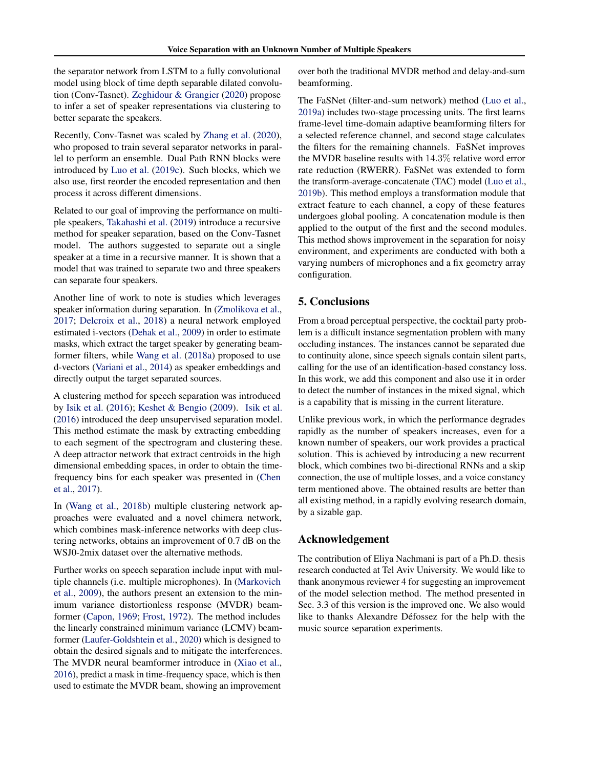the separator network from LSTM to a fully convolutional model using block of time depth separable dilated convolution (Conv-Tasnet). Zeghidour & Grangier (2020) propose to infer a set of speaker representations via clustering to better separate the speakers.

Recently, Conv-Tasnet was scaled by Zhang et al. (2020), who proposed to train several separator networks in parallel to perform an ensemble. Dual Path RNN blocks were introduced by Luo et al. (2019c). Such blocks, which we also use, first reorder the encoded representation and then process it across different dimensions.

Related to our goal of improving the performance on multiple speakers, Takahashi et al. (2019) introduce a recursive method for speaker separation, based on the Conv-Tasnet model. The authors suggested to separate out a single speaker at a time in a recursive manner. It is shown that a model that was trained to separate two and three speakers can separate four speakers.

Another line of work to note is studies which leverages speaker information during separation. In (Zmolikova et al., 2017; Delcroix et al., 2018) a neural network employed estimated i-vectors (Dehak et al., 2009) in order to estimate masks, which extract the target speaker by generating beamformer filters, while Wang et al. (2018a) proposed to use d-vectors (Variani et al., 2014) as speaker embeddings and directly output the target separated sources.

A clustering method for speech separation was introduced by Isik et al. (2016); Keshet & Bengio (2009). Isik et al. (2016) introduced the deep unsupervised separation model. This method estimate the mask by extracting embedding to each segment of the spectrogram and clustering these. A deep attractor network that extract centroids in the high dimensional embedding spaces, in order to obtain the time-frequency bins for each speaker was presented in (Chen et al., 2017).

In (Wang et al., 2018b) multiple clustering network approaches were evaluated and a novel chimera network, which combines mask-inference networks with deep clustering networks, obtains an improvement of 0.7 dB on the WSJ0-2mix dataset over the alternative methods.

Further works on speech separation include input with multiple channels (i.e. multiple microphones). In (Markovich et al., 2009), the authors present an extension to the minimum variance distortionless response (MVDR) beamformer (Capon, 1969; Frost, 1972). The method includes the linearly constrained minimum variance (LCMV) beamformer (Laufer-Goldshtein et al., 2020) which is designed to obtain the desired signals and to mitigate the interferences. The MVDR neural beamformer introduce in (Xiao et al., 2016), predict a mask in time-frequency space, which is then used to estimate the MVDR beam, showing an improvement over both the traditional MVDR method and delay-and-sum beamforming.

The FaSNet (filter-and-sum network) method (Luo et al., 2019a) includes two-stage processing units. The first learns frame-level time-domain adaptive beamforming filters for a selected reference channel, and second stage calculates the filters for the remaining channels. FaSNet improves the MVDR baseline results with $14.3\%$ relative word error rate reduction (RWERR). FaSNet was extended to form the transform-average-concatenate (TAC) model (Luo et al., 2019b). This method employs a transformation module that extract feature to each channel, a copy of these features undergoes global pooling. A concatenation module is then applied to the output of the first and the second modules. This method shows improvement in the separation for noisy environment, and experiments are conducted with both a varying numbers of microphones and a fix geometry array configuration.

## 5. Conclusions

From a broad perceptual perspective, the cocktail party problem is a difficult instance segmentation problem with many occluding instances. The instances cannot be separated due to continuity alone, since speech signals contain silent parts, calling for the use of an identification-based constancy loss. In this work, we add this component and also use it in order to detect the number of instances in the mixed signal, which is a capability that is missing in the current literature.

Unlike previous work, in which the performance degrades rapidly as the number of speakers increases, even for a known number of speakers, our work provides a practical solution. This is achieved by introducing a new recurrent block, which combines two bi-directional RNNs and a skip connection, the use of multiple losses, and a voice constancy term mentioned above. The obtained results are better than all existing method, in a rapidly evolving research domain, by a sizable gap.

## Acknowledgement

The contribution of Eliya Nachmani is part of a Ph.D. thesis research conducted at Tel Aviv University. We would like to thank anonymous reviewer 4 for suggesting an improvement of the model selection method. The method presented in Sec. 3.3 of this version is the improved one. We also would like to thanks Alexandre Défossez for the help with the music source separation experiments.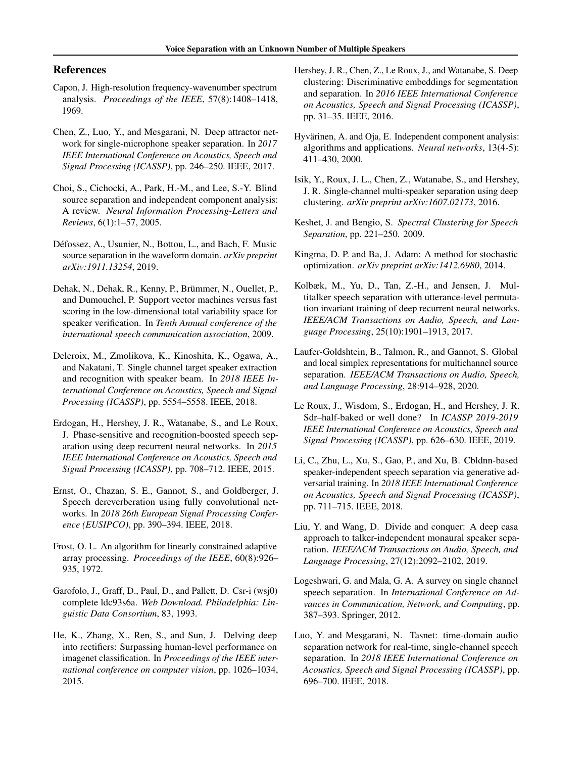## References

Capon, J. High-resolution frequency-wavenumber spectrum analysis. *Proceedings of the IEEE*, 57(8):1408–1418, 1969.

Chen, Z., Luo, Y., and Mesgarani, N. Deep attractor network for single-microphone speaker separation. In *2017 IEEE International Conference on Acoustics, Speech and Signal Processing (ICASSP)*, pp. 246–250. IEEE, 2017.

Choi, S., Cichocki, A., Park, H.-M., and Lee, S.-Y. Blind source separation and independent component analysis: A review. *Neural Information Processing-Letters and Reviews*, 6(1):1–57, 2005.

Défossez, A., Usunier, N., Bottou, L., and Bach, F. Music source separation in the waveform domain. *arXiv preprint arXiv:1911.13254*, 2019.

Dehak, N., Dehak, R., Kenny, P., Brümmer, N., Ouellet, P., and Dumouchel, P. Support vector machines versus fast scoring in the low-dimensional total variability space for speaker verification. In *Tenth Annual conference of the international speech communication association*, 2009.

Delcroix, M., Zmolikova, K., Kinoshita, K., Ogawa, A., and Nakatani, T. Single channel target speaker extraction and recognition with speaker beam. In *2018 IEEE International Conference on Acoustics, Speech and Signal Processing (ICASSP)*, pp. 5554–5558. IEEE, 2018.

Erdogan, H., Hershey, J. R., Watanabe, S., and Le Roux, J. Phase-sensitive and recognition-boosted speech separation using deep recurrent neural networks. In *2015 IEEE International Conference on Acoustics, Speech and Signal Processing (ICASSP)*, pp. 708–712. IEEE, 2015.

Ernst, O., Chazan, S. E., Gannot, S., and Goldberger, J. Speech dereverberation using fully convolutional networks. In *2018 26th European Signal Processing Conference (EUSIPCO)*, pp. 390–394. IEEE, 2018.

Frost, O. L. An algorithm for linearly constrained adaptive array processing. *Proceedings of the IEEE*, 60(8):926–935, 1972.

Garofolo, J., Graff, D., Paul, D., and Pallett, D. Csr-i (wsj0) complete ldc93s6a. *Web Download. Philadelphia: Linguistic Data Consortium*, 83, 1993.

He, K., Zhang, X., Ren, S., and Sun, J. Delving deep into rectifiers: Surpassing human-level performance on imagenet classification. In *Proceedings of the IEEE international conference on computer vision*, pp. 1026–1034, 2015.

Hershey, J. R., Chen, Z., Le Roux, J., and Watanabe, S. Deep clustering: Discriminative embeddings for segmentation and separation. In *2016 IEEE International Conference on Acoustics, Speech and Signal Processing (ICASSP)*, pp. 31–35. IEEE, 2016.

Hyvärinen, A. and Oja, E. Independent component analysis: algorithms and applications. *Neural networks*, 13(4-5): 411–430, 2000.

Isik, Y., Roux, J. L., Chen, Z., Watanabe, S., and Hershey, J. R. Single-channel multi-speaker separation using deep clustering. *arXiv preprint arXiv:1607.02173*, 2016.

Keshet, J. and Bengio, S. *Spectral Clustering for Speech Separation*, pp. 221–250. 2009.

Kingma, D. P. and Ba, J. Adam: A method for stochastic optimization. *arXiv preprint arXiv:1412.6980*, 2014.

Kolbæk, M., Yu, D., Tan, Z.-H., and Jensen, J. Multitalker speech separation with utterance-level permutation invariant training of deep recurrent neural networks. *IEEE/ACM Transactions on Audio, Speech, and Language Processing*, 25(10):1901–1913, 2017.

Laufer-Goldshtein, B., Talmon, R., and Gannot, S. Global and local simplex representations for multichannel source separation. *IEEE/ACM Transactions on Audio, Speech, and Language Processing*, 28:914–928, 2020.

Le Roux, J., Wisdom, S., Erdogan, H., and Hershey, J. R. Sdr–half-baked or well done? In *ICASSP 2019-2019 IEEE International Conference on Acoustics, Speech and Signal Processing (ICASSP)*, pp. 626–630. IEEE, 2019.

Li, C., Zhu, L., Xu, S., Gao, P., and Xu, B. Cbldnn-based speaker-independent speech separation via generative adversarial training. In *2018 IEEE International Conference on Acoustics, Speech and Signal Processing (ICASSP)*, pp. 711–715. IEEE, 2018.

Liu, Y. and Wang, D. Divide and conquer: A deep casa approach to talker-independent monaural speaker separation. *IEEE/ACM Transactions on Audio, Speech, and Language Processing*, 27(12):2092–2102, 2019.

Logeshwari, G. and Mala, G. A. A survey on single channel speech separation. In *International Conference on Advances in Communication, Network, and Computing*, pp. 387–393. Springer, 2012.

Luo, Y. and Mesgarani, N. Tasnet: time-domain audio separation network for real-time, single-channel speech separation. In *2018 IEEE International Conference on Acoustics, Speech and Signal Processing (ICASSP)*, pp. 696–700. IEEE, 2018.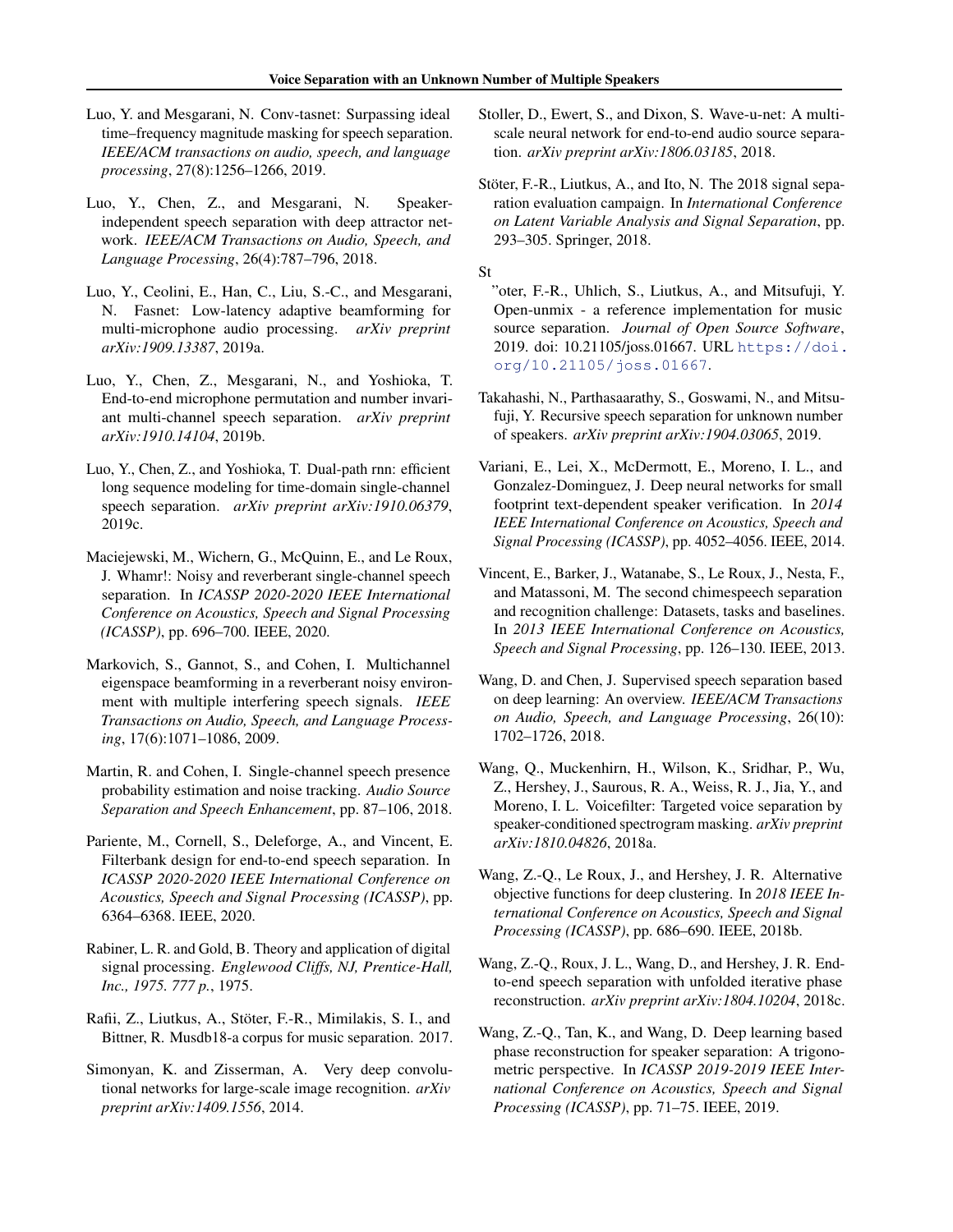Luo, Y. and Mesgarani, N. Conv-tasnet: Surpassing ideal time–frequency magnitude masking for speech separation. *IEEE/ACM transactions on audio, speech, and language processing*, 27(8):1256–1266, 2019.

Luo, Y., Chen, Z., and Mesgarani, N. Speaker-independent speech separation with deep attractor network. *IEEE/ACM Transactions on Audio, Speech, and Language Processing*, 26(4):787–796, 2018.

Luo, Y., Ceolini, E., Han, C., Liu, S.-C., and Mesgarani, N. Fasnet: Low-latency adaptive beamforming for multi-microphone audio processing. *arXiv preprint arXiv:1909.13387*, 2019a.

Luo, Y., Chen, Z., Mesgarani, N., and Yoshioka, T. End-to-end microphone permutation and number invariant multi-channel speech separation. *arXiv preprint arXiv:1910.14104*, 2019b.

Luo, Y., Chen, Z., and Yoshioka, T. Dual-path rnn: efficient long sequence modeling for time-domain single-channel speech separation. *arXiv preprint arXiv:1910.06379*, 2019c.

Maciejewski, M., Wichern, G., McQuinn, E., and Le Roux, J. Whamr!: Noisy and reverberant single-channel speech separation. In *ICASSP 2020-2020 IEEE International Conference on Acoustics, Speech and Signal Processing (ICASSP)*, pp. 696–700. IEEE, 2020.

Markovich, S., Gannot, S., and Cohen, I. Multichannel eigenspace beamforming in a reverberant noisy environment with multiple interfering speech signals. *IEEE Transactions on Audio, Speech, and Language Processing*, 17(6):1071–1086, 2009.

Martin, R. and Cohen, I. Single-channel speech presence probability estimation and noise tracking. *Audio Source Separation and Speech Enhancement*, pp. 87–106, 2018.

Pariente, M., Cornell, S., Deleforge, A., and Vincent, E. Filterbank design for end-to-end speech separation. In *ICASSP 2020-2020 IEEE International Conference on Acoustics, Speech and Signal Processing (ICASSP)*, pp. 6364–6368. IEEE, 2020.

Rabiner, L. R. and Gold, B. Theory and application of digital signal processing. *Englewood Cliffs, NJ, Prentice-Hall, Inc., 1975. 777 p.*, 1975.

Rafii, Z., Liutkus, A., Stöter, F.-R., Mimilakis, S. I., and Bittner, R. Musdb18-a corpus for music separation. 2017.

Simonyan, K. and Zisserman, A. Very deep convolutional networks for large-scale image recognition. *arXiv preprint arXiv:1409.1556*, 2014.

Stoller, D., Ewert, S., and Dixon, S. Wave-u-net: A multi-scale neural network for end-to-end audio source separation. *arXiv preprint arXiv:1806.03185*, 2018.

Stöter, F.-R., Liutkus, A., and Ito, N. The 2018 signal separation evaluation campaign. In *International Conference on Latent Variable Analysis and Signal Separation*, pp. 293–305. Springer, 2018.

St

"oter, F.-R., Uhlich, S., Liutkus, A., and Mitsufuji, Y. Open-unmix - a reference implementation for music source separation. *Journal of Open Source Software*, 2019. doi: 10.21105/joss.01667. URL https://doi.org/10.21105/joss.01667.

Takahashi, N., Parthasaarathy, S., Goswami, N., and Mitsufuji, Y. Recursive speech separation for unknown number of speakers. *arXiv preprint arXiv:1904.03065*, 2019.

Variani, E., Lei, X., McDermott, E., Moreno, I. L., and Gonzalez-Dominguez, J. Deep neural networks for small footprint text-dependent speaker verification. In *2014 IEEE International Conference on Acoustics, Speech and Signal Processing (ICASSP)*, pp. 4052–4056. IEEE, 2014.

Vincent, E., Barker, J., Watanabe, S., Le Roux, J., Nesta, F., and Matassoni, M. The second chimespeech separation and recognition challenge: Datasets, tasks and baselines. In *2013 IEEE International Conference on Acoustics, Speech and Signal Processing*, pp. 126–130. IEEE, 2013.

Wang, D. and Chen, J. Supervised speech separation based on deep learning: An overview. *IEEE/ACM Transactions on Audio, Speech, and Language Processing*, 26(10): 1702–1726, 2018.

Wang, Q., Muckenhirn, H., Wilson, K., Sridhar, P., Wu, Z., Hershey, J., Saurous, R. A., Weiss, R. J., Jia, Y., and Moreno, I. L. Voicefilter: Targeted voice separation by speaker-conditioned spectrogram masking. *arXiv preprint arXiv:1810.04826*, 2018a.

Wang, Z.-Q., Le Roux, J., and Hershey, J. R. Alternative objective functions for deep clustering. In *2018 IEEE International Conference on Acoustics, Speech and Signal Processing (ICASSP)*, pp. 686–690. IEEE, 2018b.

Wang, Z.-Q., Roux, J. L., Wang, D., and Hershey, J. R. End-to-end speech separation with unfolded iterative phase reconstruction. *arXiv preprint arXiv:1804.10204*, 2018c.

Wang, Z.-Q., Tan, K., and Wang, D. Deep learning based phase reconstruction for speaker separation: A trigonometric perspective. In *ICASSP 2019-2019 IEEE International Conference on Acoustics, Speech and Signal Processing (ICASSP)*, pp. 71–75. IEEE, 2019.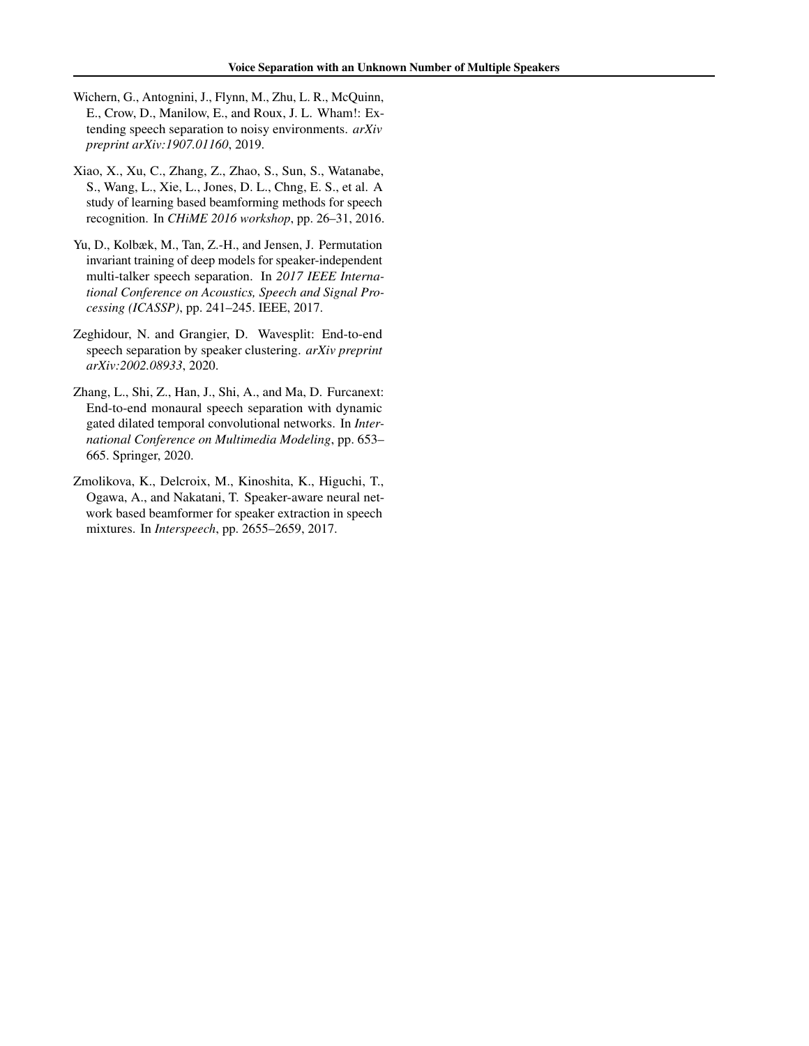Wichern, G., Antognini, J., Flynn, M., Zhu, L. R., McQuinn, E., Crow, D., Manilow, E., and Roux, J. L. Wham!: Extending speech separation to noisy environments. *arXiv preprint arXiv:1907.01160*, 2019.

Xiao, X., Xu, C., Zhang, Z., Zhao, S., Sun, S., Watanabe, S., Wang, L., Xie, L., Jones, D. L., Chng, E. S., et al. A study of learning based beamforming methods for speech recognition. In *CHiME 2016 workshop*, pp. 26–31, 2016.

Yu, D., Kolbæk, M., Tan, Z.-H., and Jensen, J. Permutation invariant training of deep models for speaker-independent multi-talker speech separation. In *2017 IEEE International Conference on Acoustics, Speech and Signal Processing (ICASSP)*, pp. 241–245. IEEE, 2017.

Zeghidour, N. and Grangier, D. Wavesplit: End-to-end speech separation by speaker clustering. *arXiv preprint arXiv:2002.08933*, 2020.

Zhang, L., Shi, Z., Han, J., Shi, A., and Ma, D. Furcanext: End-to-end monaural speech separation with dynamic gated dilated temporal convolutional networks. In *International Conference on Multimedia Modeling*, pp. 653–665. Springer, 2020.

Zmolikova, K., Delcroix, M., Kinoshita, K., Higuchi, T., Ogawa, A., and Nakatani, T. Speaker-aware neural network based beamformer for speaker extraction in speech mixtures. In *Interspeech*, pp. 2655–2659, 2017.